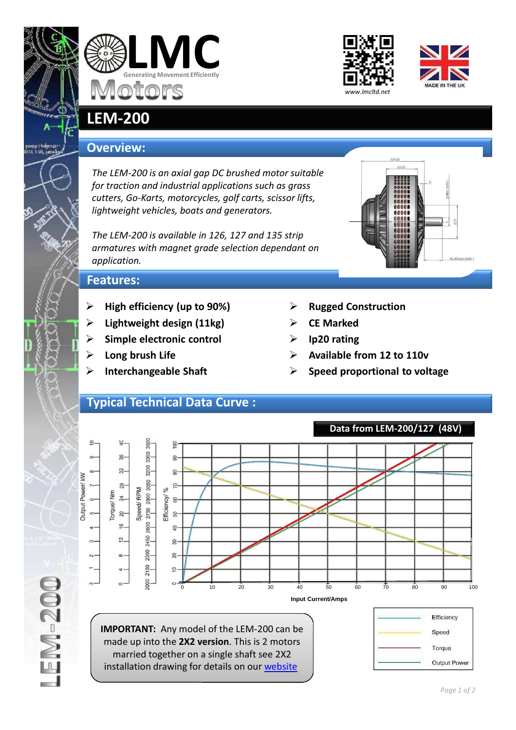# LMC Motors

Generating Movement Efficiently

www.lmcltd.net

MADE IN THE UK

# LEM-200

## Overview:

*The LEM-200 is an axial gap DC brushed motor suitable for traction and industrial applications such as grass cutters, Go-Karts, motorcycles, golf carts, scissor lifts, lightweight vehicles, boats and generators.*

*The LEM-200 is available in 126, 127 and 135 strip armatures with magnet grade selection dependant on application.*

## Features:

- **High efficiency (up to 90%)**
- **Lightweight design (11kg)**
- **Simple electronic control**
- **Long brush Life**
- **Interchangeable Shaft**
- **Rugged Construction**
- **CE Marked**
- **Ip20 rating**
- **Available from 12 to 110v**
- **Speed proportional to voltage**

## Typical Technical Data Curve :

**Data from LEM-200/127 (48V)**

Axes: Output Power/ kW (0–10); Torque/ Nm (0–40); Speed/ RPM (2000–3500); Efficiency/ % (0–100); Input Current/Amps (0–100)

Legend: Efficiency, Speed, Torque, Output Power

**IMPORTANT:** Any model of the LEM-200 can be made up into the **2X2 version**. This is 2 motors married together on a single shaft see 2X2 installation drawing for details on our website

LEM-200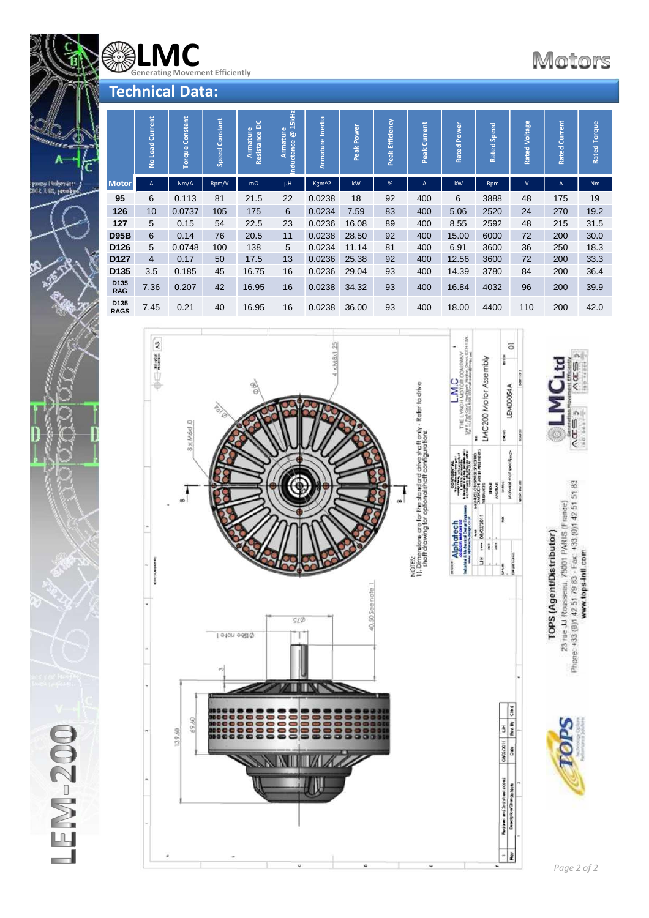# LMC

Generating Movement Efficiently

Motors

## Technical Data:

| Motor | No Load Current | Torque Constant | Speed Constant | Armature Resistance DC | Armature Inductance @ 15kHz | Armature Inertia | Peak Power | Peak Efficiency | Peak Current | Rated Power | Rated Speed | Rated Voltage | Rated Current | Rated Torque |
|---|---|---|---|---|---|---|---|---|---|---|---|---|---|---|
| | A | Nm/A | Rpm/V | mΩ | μH | Kgm^2 | kW | % | A | kW | Rpm | V | A | Nm |
| 95 | 6 | 0.113 | 81 | 21.5 | 22 | 0.0238 | 18 | 92 | 400 | 6 | 3888 | 48 | 175 | 19 |
| 126 | 10 | 0.0737 | 105 | 175 | 6 | 0.0234 | 7.59 | 83 | 400 | 5.06 | 2520 | 24 | 270 | 19.2 |
| 127 | 5 | 0.15 | 54 | 22.5 | 23 | 0.0236 | 16.08 | 89 | 400 | 8.55 | 2592 | 48 | 215 | 31.5 |
| D95B | 6 | 0.14 | 76 | 20.5 | 11 | 0.0238 | 28.50 | 92 | 400 | 15.00 | 6000 | 72 | 200 | 30.0 |
| D126 | 5 | 0.0748 | 100 | 138 | 5 | 0.0234 | 11.14 | 81 | 400 | 6.91 | 3600 | 36 | 250 | 18.3 |
| D127 | 4 | 0.17 | 50 | 17.5 | 13 | 0.0236 | 25.38 | 92 | 400 | 12.56 | 3600 | 72 | 200 | 33.3 |
| D135 | 3.5 | 0.185 | 45 | 16.75 | 16 | 0.0236 | 29.04 | 93 | 400 | 14.39 | 3780 | 84 | 200 | 36.4 |
| D135 RAG | 7.36 | 0.207 | 42 | 16.95 | 16 | 0.0238 | 34.32 | 93 | 400 | 16.84 | 4032 | 96 | 200 | 39.9 |
| D135 RAGS | 7.45 | 0.21 | 40 | 16.95 | 16 | 0.0238 | 36.00 | 93 | 400 | 18.00 | 4400 | 110 | 200 | 42.0 |

NOTES:
1) Dimensions are for the standard drive shaft only - Refer to drive shaft drawing for optional shaft configurations

LMC200 Motor Assembly

LEM00054A

TOPS (Agent/Distributor)
23 rue JJ Rousseau, 75001 PARIS (France)
Phone: +33 (0)1 42 51 79 83 - Fax: +33 (0)1 42 51 51 83
www.tops-intl.com

LEM-200